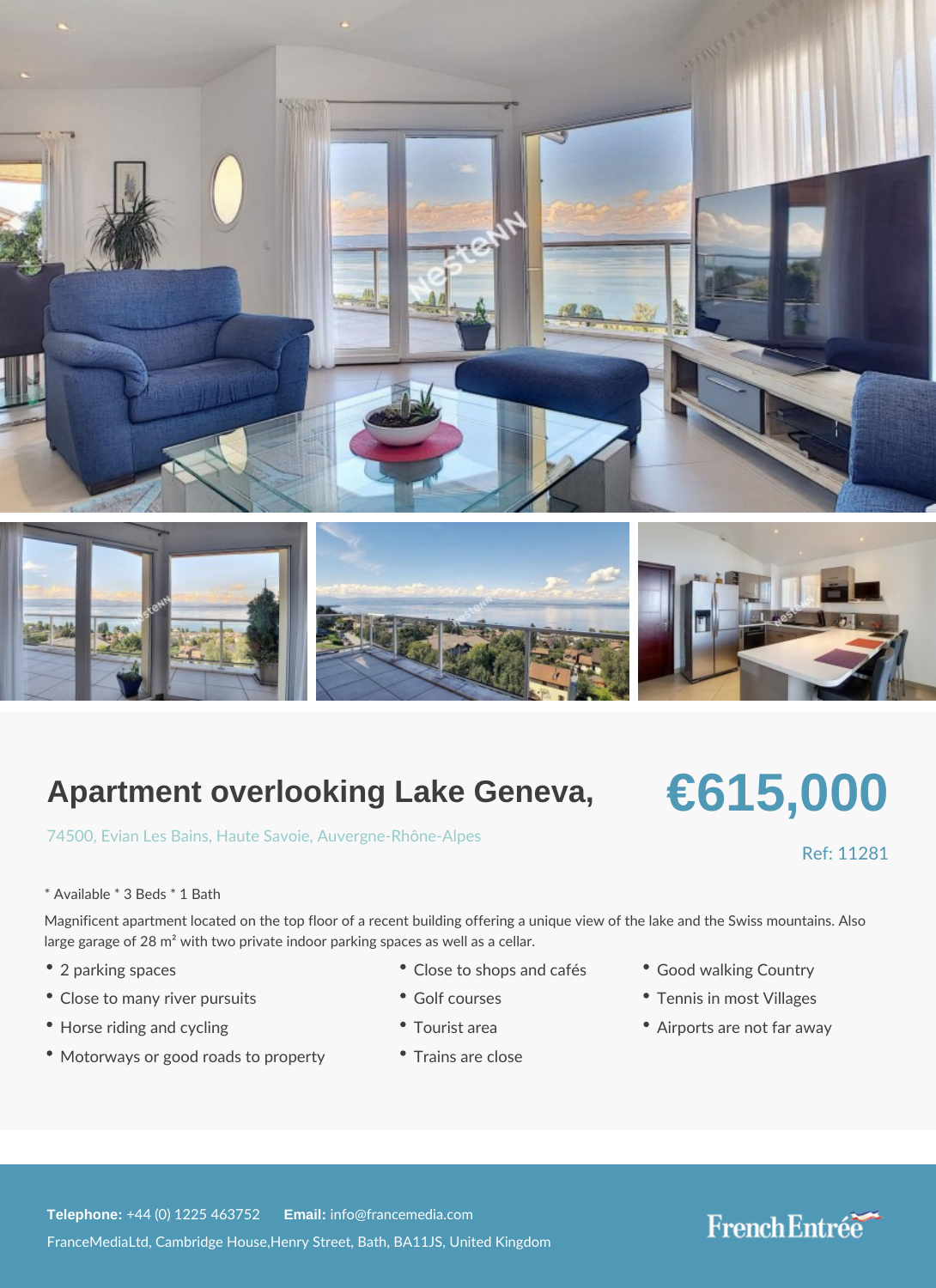# Apartment overlooking Lake Geneva,

**€615,000**

74500, Evian Les Bains, Haute Savoie, Auvergne-Rhône-Alpes

Ref: 11281

* Available * 3 Beds * 1 Bath

Magnificent apartment located on the top floor of a recent building offering a unique view of the lake and the Swiss mountains. Also large garage of 28 m² with two private indoor parking spaces as well as a cellar.

- 2 parking spaces
- Close to many river pursuits
- Horse riding and cycling
- Motorways or good roads to property
- Close to shops and cafés
- Golf courses
- Tourist area
- Trains are close
- Good walking Country
- Tennis in most Villages
- Airports are not far away

**Telephone:** +44 (0) 1225 463752 **Email:** info@francemedia.com

FranceMediaLtd, Cambridge House,Henry Street, Bath, BA11JS, United Kingdom

FrenchEntrée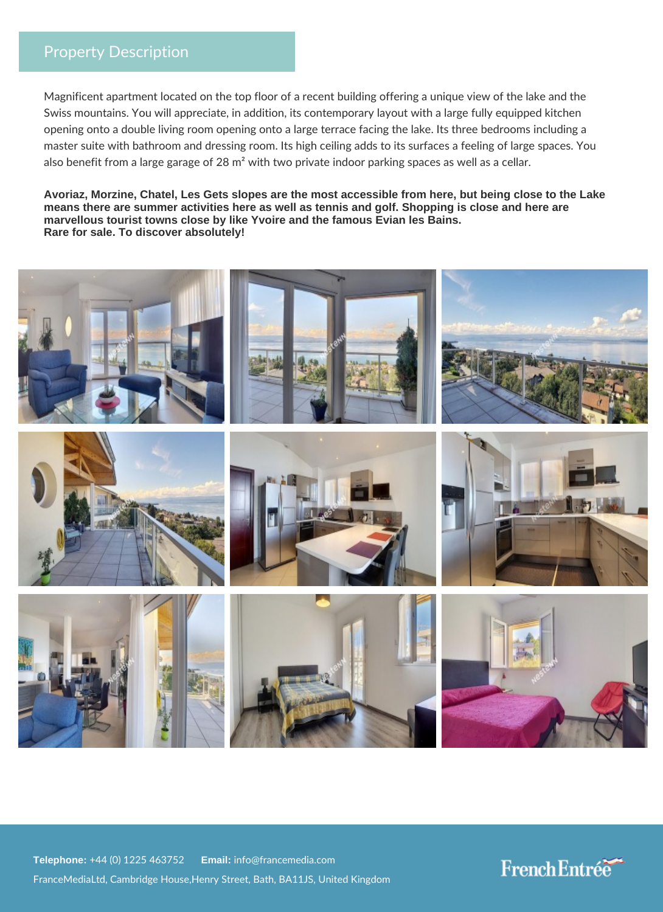## Property Description

Magnificent apartment located on the top floor of a recent building offering a unique view of the lake and the Swiss mountains. You will appreciate, in addition, its contemporary layout with a large fully equipped kitchen opening onto a double living room opening onto a large terrace facing the lake. Its three bedrooms including a master suite with bathroom and dressing room. Its high ceiling adds to its surfaces a feeling of large spaces. You also benefit from a large garage of 28 m² with two private indoor parking spaces as well as a cellar.

**Avoriaz, Morzine, Chatel, Les Gets slopes are the most accessible from here, but being close to the Lake means there are summer activities here as well as tennis and golf. Shopping is close and here are marvellous tourist towns close by like Yvoire and the famous Evian les Bains.**
**Rare for sale. To discover absolutely!**

**Telephone:** +44 (0) 1225 463752 **Email:** info@francemedia.com
FranceMediaLtd, Cambridge House,Henry Street, Bath, BA11JS, United Kingdom